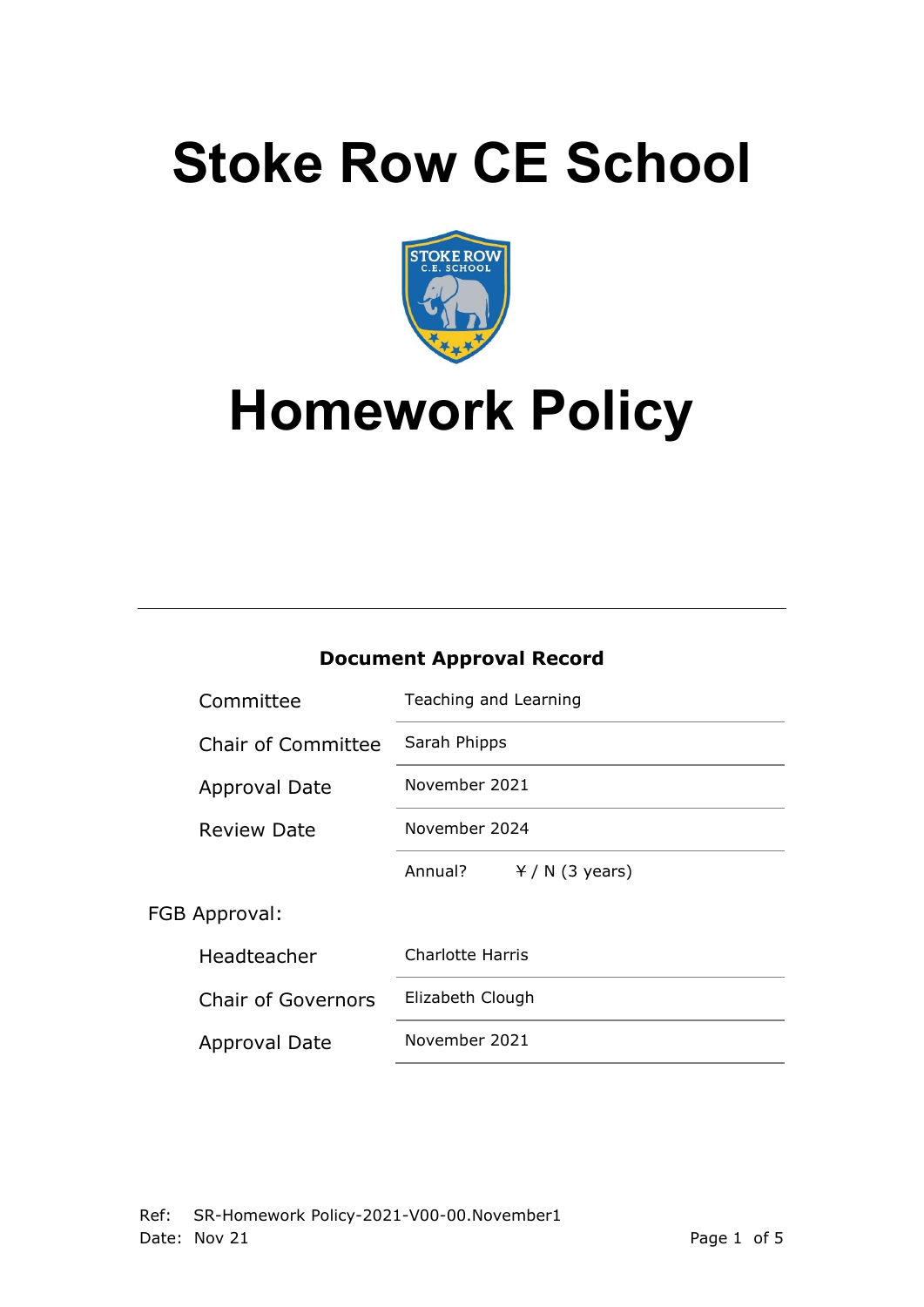# Stoke Row CE School

# Homework Policy

**Document Approval Record**

| | |
|---|---|
| Committee | Teaching and Learning |
| Chair of Committee | Sarah Phipps |
| Approval Date | November 2021 |
| Review Date | November 2024 |
| | Annual? ~~Y~~ / N (3 years) |

FGB Approval:

| | |
|---|---|
| Headteacher | Charlotte Harris |
| Chair of Governors | Elizabeth Clough |
| Approval Date | November 2021 |

Ref: SR-Homework Policy-2021-V00-00.November1
Date: Nov 21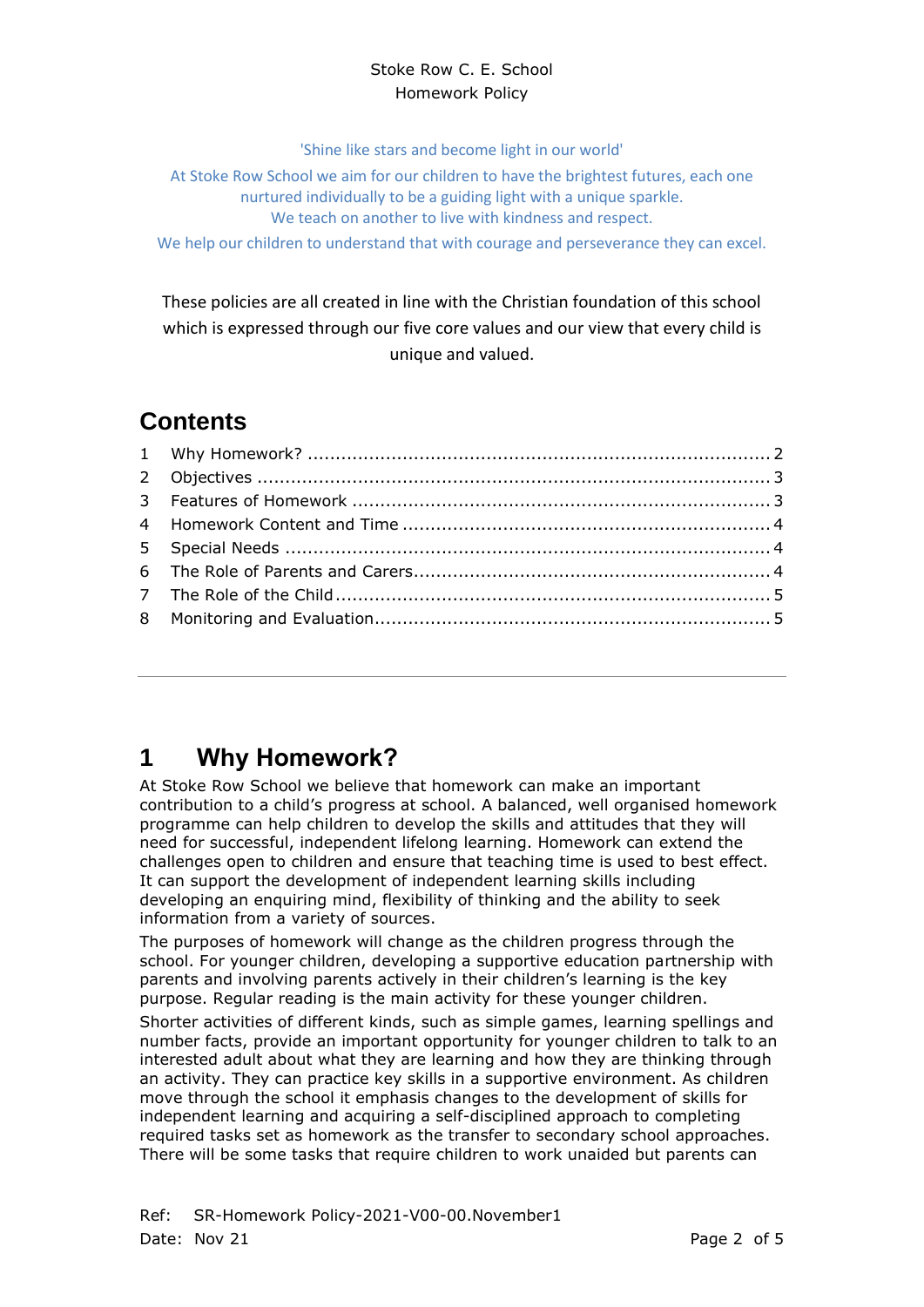Stoke Row C. E. School
Homework Policy

'Shine like stars and become light in our world'

At Stoke Row School we aim for our children to have the brightest futures, each one nurtured individually to be a guiding light with a unique sparkle.
We teach on another to live with kindness and respect.
We help our children to understand that with courage and perseverance they can excel.

These policies are all created in line with the Christian foundation of this school which is expressed through our five core values and our view that every child is unique and valued.

## Contents

1 Why Homework? .......... 2
2 Objectives .......... 3
3 Features of Homework .......... 3
4 Homework Content and Time .......... 4
5 Special Needs .......... 4
6 The Role of Parents and Carers .......... 4
7 The Role of the Child .......... 5
8 Monitoring and Evaluation .......... 5

---

# 1 Why Homework?

At Stoke Row School we believe that homework can make an important contribution to a child's progress at school. A balanced, well organised homework programme can help children to develop the skills and attitudes that they will need for successful, independent lifelong learning. Homework can extend the challenges open to children and ensure that teaching time is used to best effect. It can support the development of independent learning skills including developing an enquiring mind, flexibility of thinking and the ability to seek information from a variety of sources.

The purposes of homework will change as the children progress through the school. For younger children, developing a supportive education partnership with parents and involving parents actively in their children's learning is the key purpose. Regular reading is the main activity for these younger children.

Shorter activities of different kinds, such as simple games, learning spellings and number facts, provide an important opportunity for younger children to talk to an interested adult about what they are learning and how they are thinking through an activity. They can practice key skills in a supportive environment. As children move through the school it emphasis changes to the development of skills for independent learning and acquiring a self-disciplined approach to completing required tasks set as homework as the transfer to secondary school approaches. There will be some tasks that require children to work unaided but parents can

Ref: SR-Homework Policy-2021-V00-00.November1
Date: Nov 21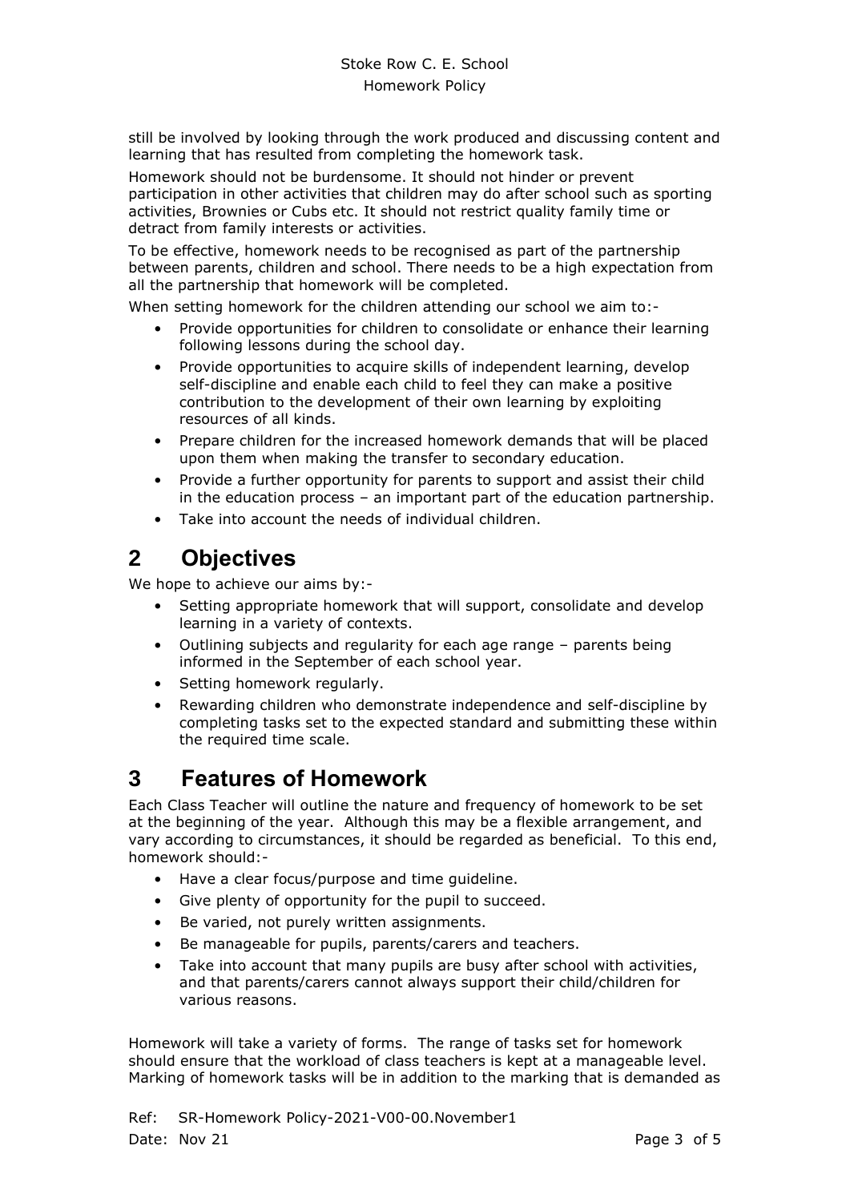still be involved by looking through the work produced and discussing content and learning that has resulted from completing the homework task.

Homework should not be burdensome. It should not hinder or prevent participation in other activities that children may do after school such as sporting activities, Brownies or Cubs etc. It should not restrict quality family time or detract from family interests or activities.

To be effective, homework needs to be recognised as part of the partnership between parents, children and school. There needs to be a high expectation from all the partnership that homework will be completed.

When setting homework for the children attending our school we aim to:-

- Provide opportunities for children to consolidate or enhance their learning following lessons during the school day.
- Provide opportunities to acquire skills of independent learning, develop self-discipline and enable each child to feel they can make a positive contribution to the development of their own learning by exploiting resources of all kinds.
- Prepare children for the increased homework demands that will be placed upon them when making the transfer to secondary education.
- Provide a further opportunity for parents to support and assist their child in the education process – an important part of the education partnership.
- Take into account the needs of individual children.

# 2 Objectives

We hope to achieve our aims by:-

- Setting appropriate homework that will support, consolidate and develop learning in a variety of contexts.
- Outlining subjects and regularity for each age range – parents being informed in the September of each school year.
- Setting homework regularly.
- Rewarding children who demonstrate independence and self-discipline by completing tasks set to the expected standard and submitting these within the required time scale.

# 3 Features of Homework

Each Class Teacher will outline the nature and frequency of homework to be set at the beginning of the year. Although this may be a flexible arrangement, and vary according to circumstances, it should be regarded as beneficial. To this end, homework should:-

- Have a clear focus/purpose and time guideline.
- Give plenty of opportunity for the pupil to succeed.
- Be varied, not purely written assignments.
- Be manageable for pupils, parents/carers and teachers.
- Take into account that many pupils are busy after school with activities, and that parents/carers cannot always support their child/children for various reasons.

Homework will take a variety of forms. The range of tasks set for homework should ensure that the workload of class teachers is kept at a manageable level. Marking of homework tasks will be in addition to the marking that is demanded as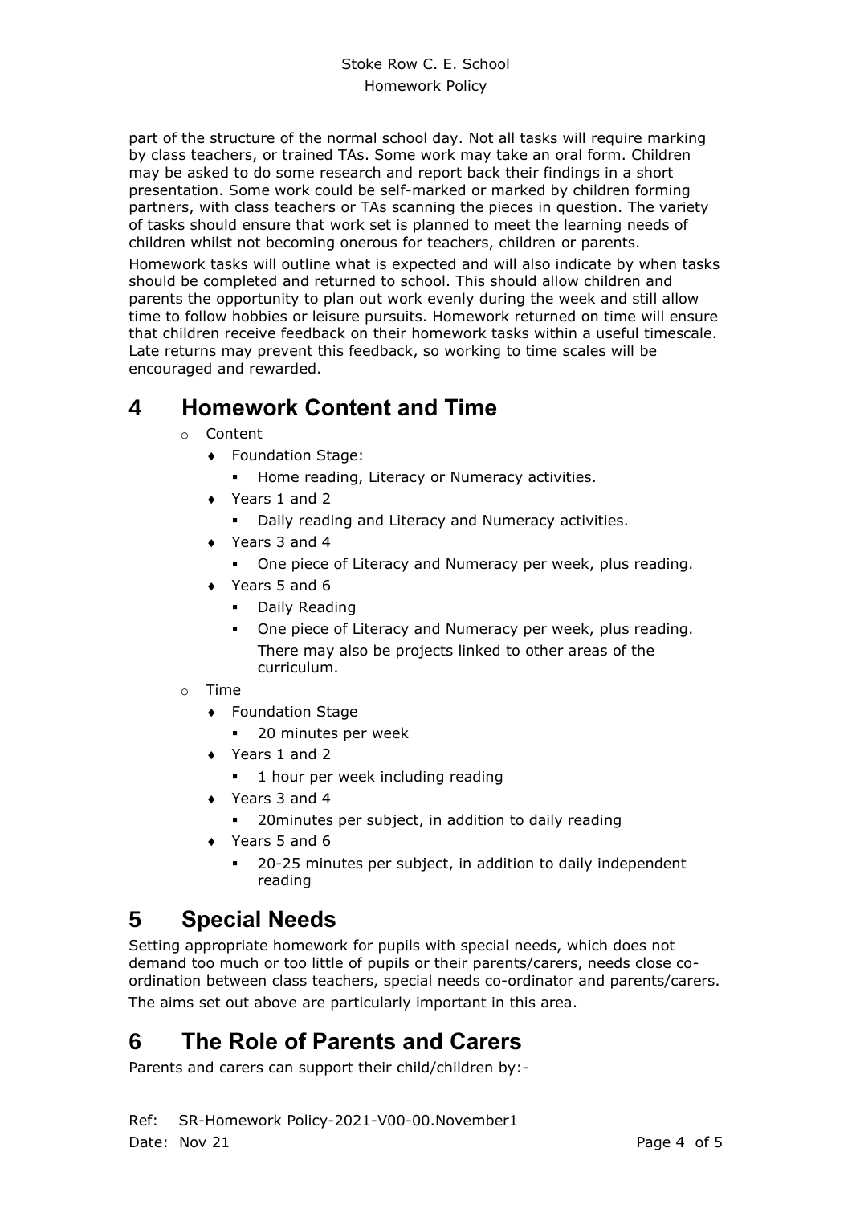part of the structure of the normal school day. Not all tasks will require marking by class teachers, or trained TAs. Some work may take an oral form. Children may be asked to do some research and report back their findings in a short presentation. Some work could be self-marked or marked by children forming partners, with class teachers or TAs scanning the pieces in question. The variety of tasks should ensure that work set is planned to meet the learning needs of children whilst not becoming onerous for teachers, children or parents.

Homework tasks will outline what is expected and will also indicate by when tasks should be completed and returned to school. This should allow children and parents the opportunity to plan out work evenly during the week and still allow time to follow hobbies or leisure pursuits. Homework returned on time will ensure that children receive feedback on their homework tasks within a useful timescale. Late returns may prevent this feedback, so working to time scales will be encouraged and rewarded.

# 4 Homework Content and Time

- Content
  - Foundation Stage:
    - Home reading, Literacy or Numeracy activities.
  - Years 1 and 2
    - Daily reading and Literacy and Numeracy activities.
  - Years 3 and 4
    - One piece of Literacy and Numeracy per week, plus reading.
  - Years 5 and 6
    - Daily Reading
    - One piece of Literacy and Numeracy per week, plus reading. There may also be projects linked to other areas of the curriculum.
- Time
  - Foundation Stage
    - 20 minutes per week
  - Years 1 and 2
    - 1 hour per week including reading
  - Years 3 and 4
    - 20minutes per subject, in addition to daily reading
  - Years 5 and 6
    - 20-25 minutes per subject, in addition to daily independent reading

# 5 Special Needs

Setting appropriate homework for pupils with special needs, which does not demand too much or too little of pupils or their parents/carers, needs close co-ordination between class teachers, special needs co-ordinator and parents/carers.

The aims set out above are particularly important in this area.

# 6 The Role of Parents and Carers

Parents and carers can support their child/children by:-

Ref: SR-Homework Policy-2021-V00-00.November1
Date: Nov 21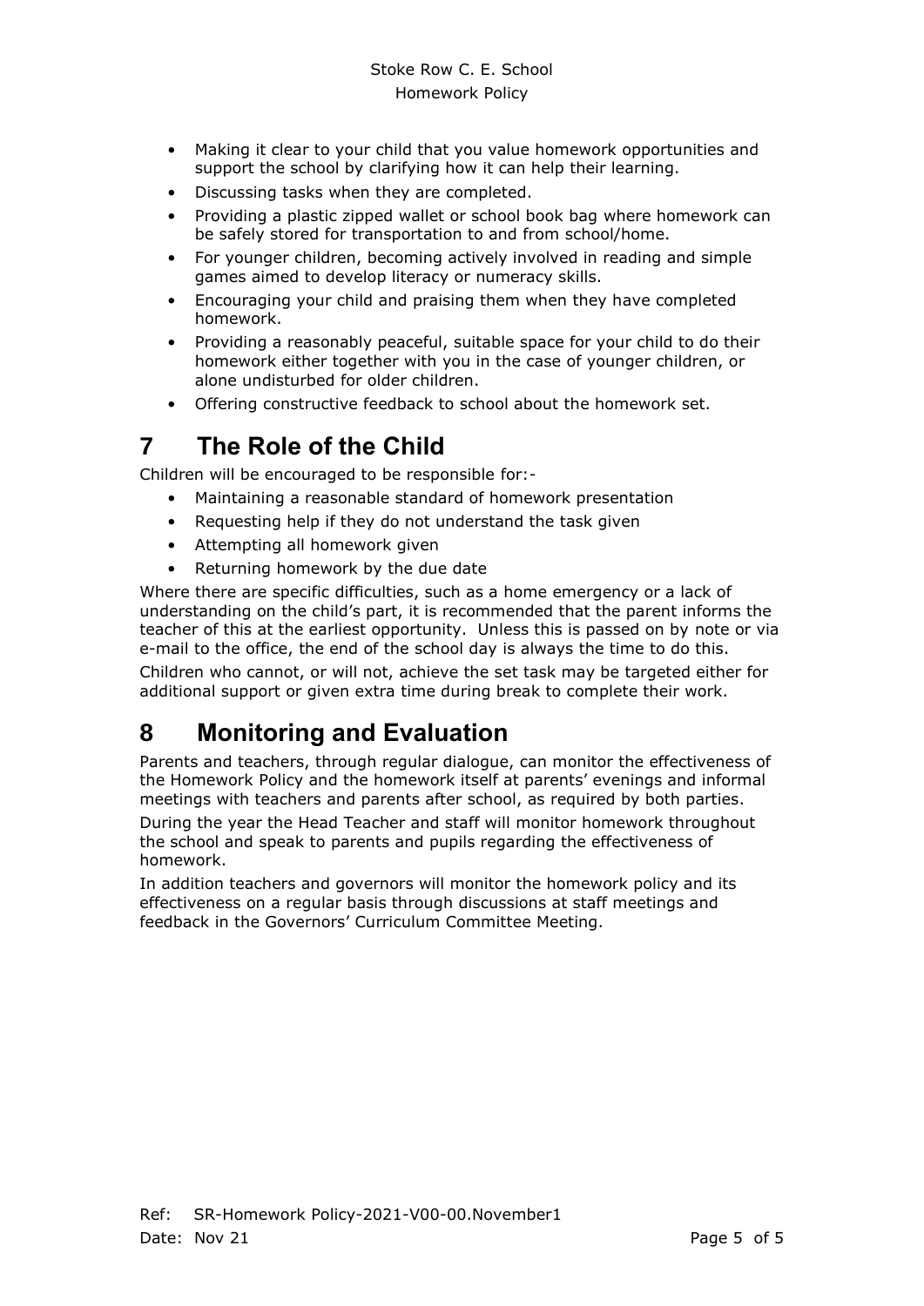- Making it clear to your child that you value homework opportunities and support the school by clarifying how it can help their learning.
- Discussing tasks when they are completed.
- Providing a plastic zipped wallet or school book bag where homework can be safely stored for transportation to and from school/home.
- For younger children, becoming actively involved in reading and simple games aimed to develop literacy or numeracy skills.
- Encouraging your child and praising them when they have completed homework.
- Providing a reasonably peaceful, suitable space for your child to do their homework either together with you in the case of younger children, or alone undisturbed for older children.
- Offering constructive feedback to school about the homework set.

# 7 The Role of the Child

Children will be encouraged to be responsible for:-

- Maintaining a reasonable standard of homework presentation
- Requesting help if they do not understand the task given
- Attempting all homework given
- Returning homework by the due date

Where there are specific difficulties, such as a home emergency or a lack of understanding on the child's part, it is recommended that the parent informs the teacher of this at the earliest opportunity. Unless this is passed on by note or via e-mail to the office, the end of the school day is always the time to do this.

Children who cannot, or will not, achieve the set task may be targeted either for additional support or given extra time during break to complete their work.

# 8 Monitoring and Evaluation

Parents and teachers, through regular dialogue, can monitor the effectiveness of the Homework Policy and the homework itself at parents' evenings and informal meetings with teachers and parents after school, as required by both parties.

During the year the Head Teacher and staff will monitor homework throughout the school and speak to parents and pupils regarding the effectiveness of homework.

In addition teachers and governors will monitor the homework policy and its effectiveness on a regular basis through discussions at staff meetings and feedback in the Governors' Curriculum Committee Meeting.